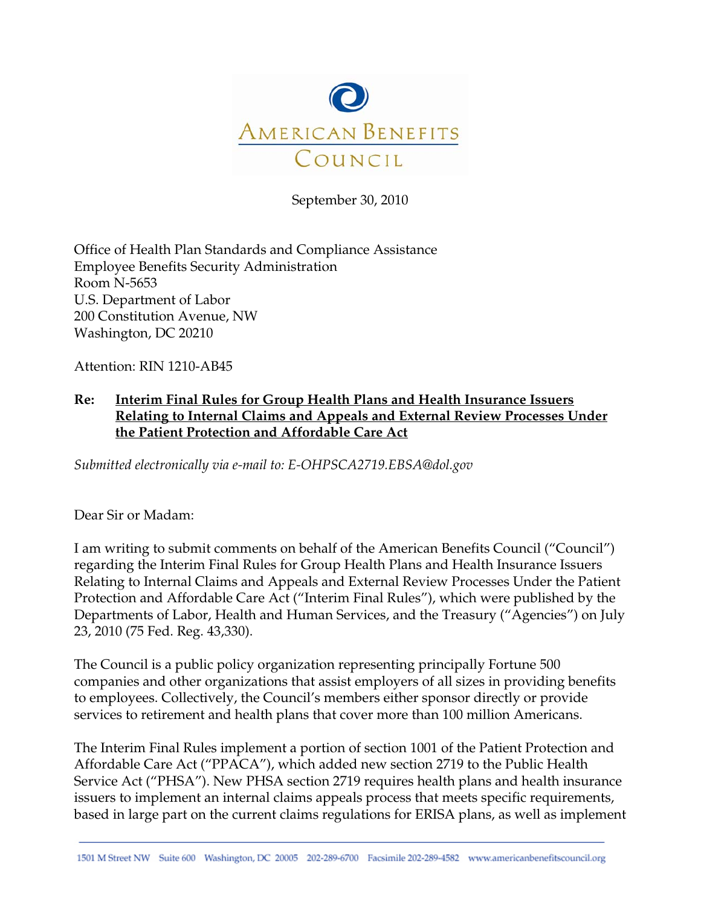AMERICAN BENEFITS COUNCIL

September 30, 2010

Office of Health Plan Standards and Compliance Assistance
Employee Benefits Security Administration
Room N-5653
U.S. Department of Labor
200 Constitution Avenue, NW
Washington, DC 20210

Attention: RIN 1210-AB45

**Re: Interim Final Rules for Group Health Plans and Health Insurance Issuers Relating to Internal Claims and Appeals and External Review Processes Under the Patient Protection and Affordable Care Act**

*Submitted electronically via e-mail to: E-OHPSCA2719.EBSA@dol.gov*

Dear Sir or Madam:

I am writing to submit comments on behalf of the American Benefits Council ("Council") regarding the Interim Final Rules for Group Health Plans and Health Insurance Issuers Relating to Internal Claims and Appeals and External Review Processes Under the Patient Protection and Affordable Care Act ("Interim Final Rules"), which were published by the Departments of Labor, Health and Human Services, and the Treasury ("Agencies") on July 23, 2010 (75 Fed. Reg. 43,330).

The Council is a public policy organization representing principally Fortune 500 companies and other organizations that assist employers of all sizes in providing benefits to employees. Collectively, the Council's members either sponsor directly or provide services to retirement and health plans that cover more than 100 million Americans.

The Interim Final Rules implement a portion of section 1001 of the Patient Protection and Affordable Care Act ("PPACA"), which added new section 2719 to the Public Health Service Act ("PHSA"). New PHSA section 2719 requires health plans and health insurance issuers to implement an internal claims appeals process that meets specific requirements, based in large part on the current claims regulations for ERISA plans, as well as implement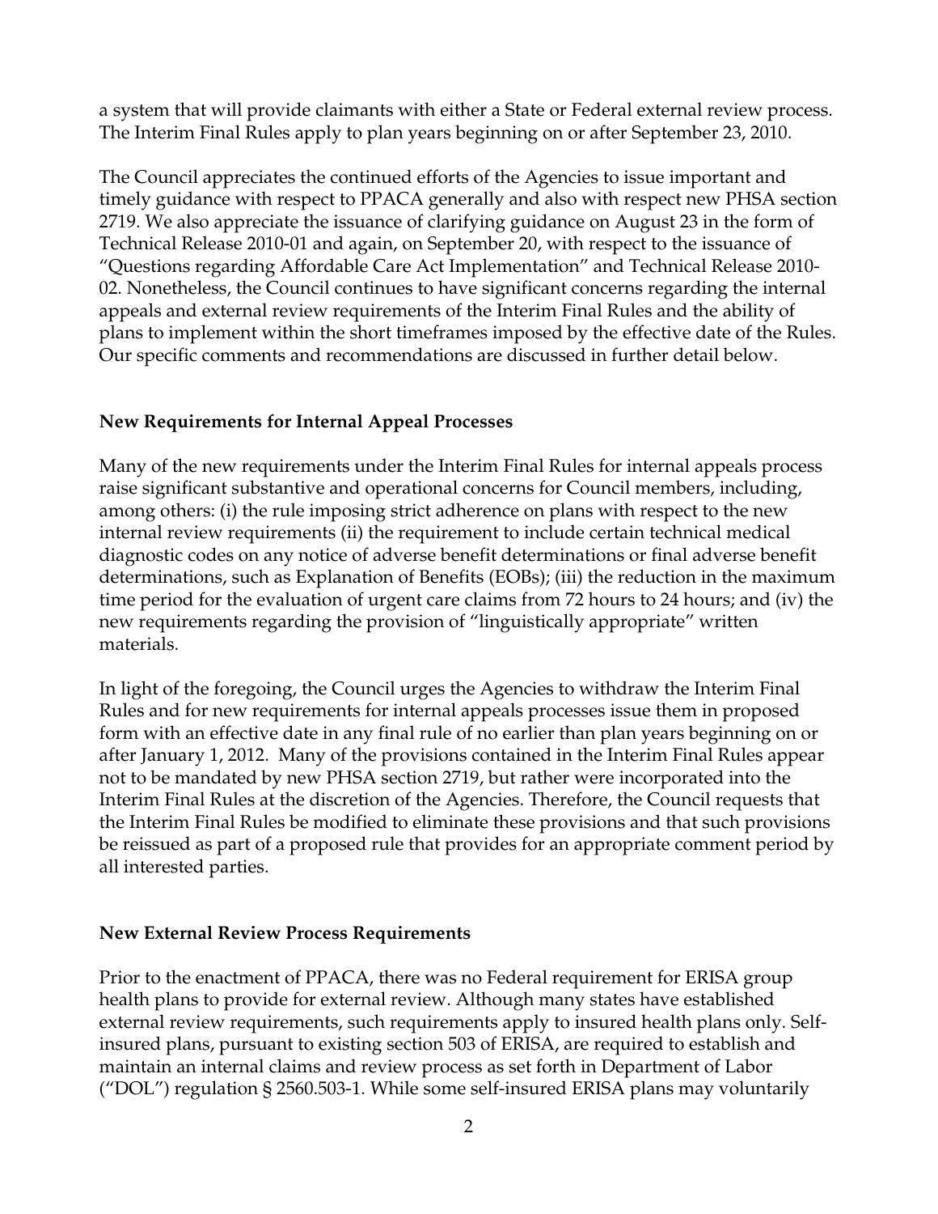a system that will provide claimants with either a State or Federal external review process. The Interim Final Rules apply to plan years beginning on or after September 23, 2010.

The Council appreciates the continued efforts of the Agencies to issue important and timely guidance with respect to PPACA generally and also with respect new PHSA section 2719. We also appreciate the issuance of clarifying guidance on August 23 in the form of Technical Release 2010-01 and again, on September 20, with respect to the issuance of "Questions regarding Affordable Care Act Implementation" and Technical Release 2010-02. Nonetheless, the Council continues to have significant concerns regarding the internal appeals and external review requirements of the Interim Final Rules and the ability of plans to implement within the short timeframes imposed by the effective date of the Rules. Our specific comments and recommendations are discussed in further detail below.

**New Requirements for Internal Appeal Processes**

Many of the new requirements under the Interim Final Rules for internal appeals process raise significant substantive and operational concerns for Council members, including, among others: (i) the rule imposing strict adherence on plans with respect to the new internal review requirements (ii) the requirement to include certain technical medical diagnostic codes on any notice of adverse benefit determinations or final adverse benefit determinations, such as Explanation of Benefits (EOBs); (iii) the reduction in the maximum time period for the evaluation of urgent care claims from 72 hours to 24 hours; and (iv) the new requirements regarding the provision of "linguistically appropriate" written materials.

In light of the foregoing, the Council urges the Agencies to withdraw the Interim Final Rules and for new requirements for internal appeals processes issue them in proposed form with an effective date in any final rule of no earlier than plan years beginning on or after January 1, 2012. Many of the provisions contained in the Interim Final Rules appear not to be mandated by new PHSA section 2719, but rather were incorporated into the Interim Final Rules at the discretion of the Agencies. Therefore, the Council requests that the Interim Final Rules be modified to eliminate these provisions and that such provisions be reissued as part of a proposed rule that provides for an appropriate comment period by all interested parties.

**New External Review Process Requirements**

Prior to the enactment of PPACA, there was no Federal requirement for ERISA group health plans to provide for external review. Although many states have established external review requirements, such requirements apply to insured health plans only. Self-insured plans, pursuant to existing section 503 of ERISA, are required to establish and maintain an internal claims and review process as set forth in Department of Labor ("DOL") regulation § 2560.503-1. While some self-insured ERISA plans may voluntarily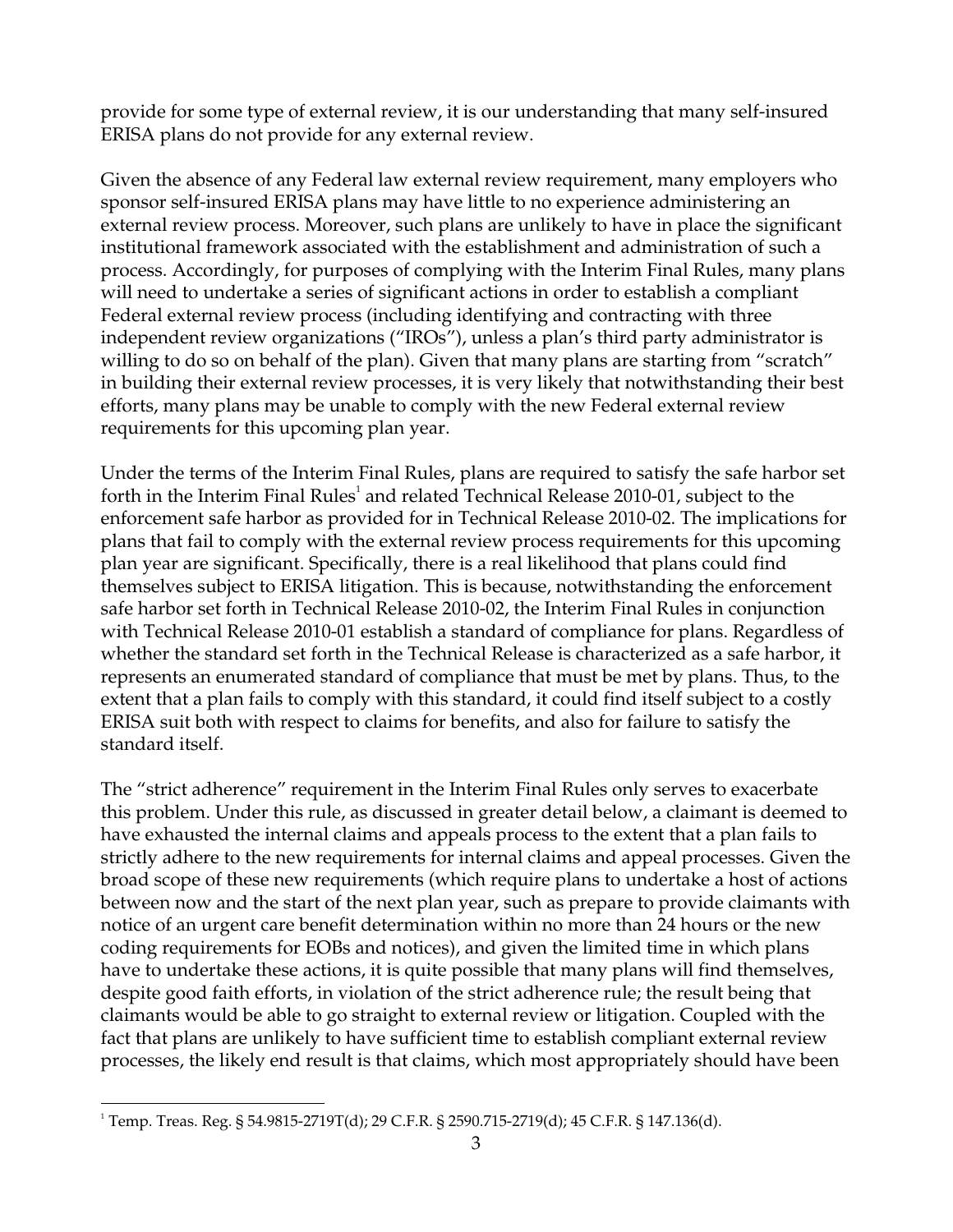provide for some type of external review, it is our understanding that many self-insured ERISA plans do not provide for any external review.

Given the absence of any Federal law external review requirement, many employers who sponsor self-insured ERISA plans may have little to no experience administering an external review process. Moreover, such plans are unlikely to have in place the significant institutional framework associated with the establishment and administration of such a process. Accordingly, for purposes of complying with the Interim Final Rules, many plans will need to undertake a series of significant actions in order to establish a compliant Federal external review process (including identifying and contracting with three independent review organizations ("IROs"), unless a plan's third party administrator is willing to do so on behalf of the plan). Given that many plans are starting from "scratch" in building their external review processes, it is very likely that notwithstanding their best efforts, many plans may be unable to comply with the new Federal external review requirements for this upcoming plan year.

Under the terms of the Interim Final Rules, plans are required to satisfy the safe harbor set forth in the Interim Final Rules[1] and related Technical Release 2010-01, subject to the enforcement safe harbor as provided for in Technical Release 2010-02. The implications for plans that fail to comply with the external review process requirements for this upcoming plan year are significant. Specifically, there is a real likelihood that plans could find themselves subject to ERISA litigation. This is because, notwithstanding the enforcement safe harbor set forth in Technical Release 2010-02, the Interim Final Rules in conjunction with Technical Release 2010-01 establish a standard of compliance for plans. Regardless of whether the standard set forth in the Technical Release is characterized as a safe harbor, it represents an enumerated standard of compliance that must be met by plans. Thus, to the extent that a plan fails to comply with this standard, it could find itself subject to a costly ERISA suit both with respect to claims for benefits, and also for failure to satisfy the standard itself.

The "strict adherence" requirement in the Interim Final Rules only serves to exacerbate this problem. Under this rule, as discussed in greater detail below, a claimant is deemed to have exhausted the internal claims and appeals process to the extent that a plan fails to strictly adhere to the new requirements for internal claims and appeal processes. Given the broad scope of these new requirements (which require plans to undertake a host of actions between now and the start of the next plan year, such as prepare to provide claimants with notice of an urgent care benefit determination within no more than 24 hours or the new coding requirements for EOBs and notices), and given the limited time in which plans have to undertake these actions, it is quite possible that many plans will find themselves, despite good faith efforts, in violation of the strict adherence rule; the result being that claimants would be able to go straight to external review or litigation. Coupled with the fact that plans are unlikely to have sufficient time to establish compliant external review processes, the likely end result is that claims, which most appropriately should have been

[1] Temp. Treas. Reg. § 54.9815-2719T(d); 29 C.F.R. § 2590.715-2719(d); 45 C.F.R. § 147.136(d).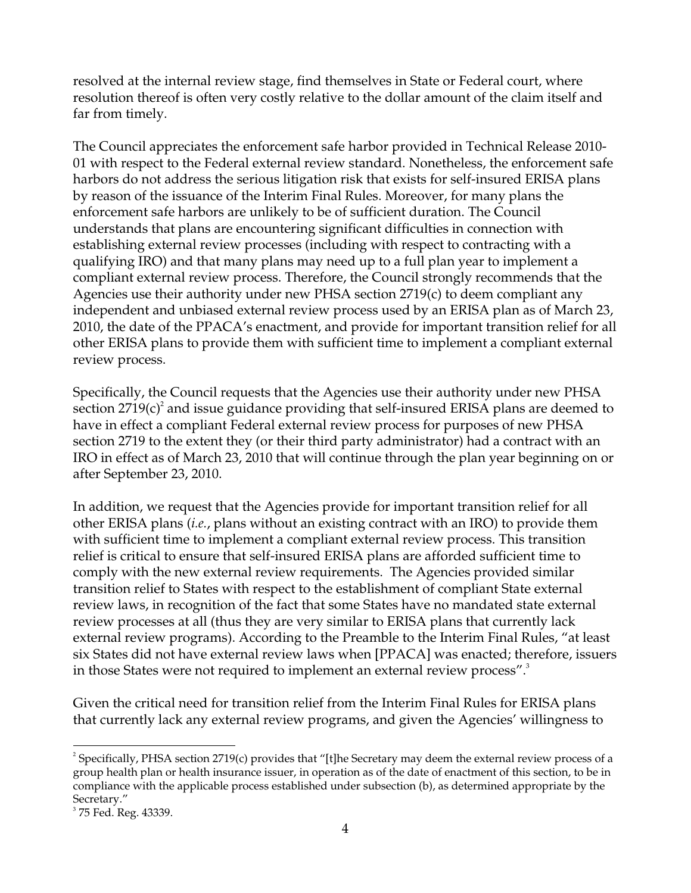resolved at the internal review stage, find themselves in State or Federal court, where resolution thereof is often very costly relative to the dollar amount of the claim itself and far from timely.

The Council appreciates the enforcement safe harbor provided in Technical Release 2010-01 with respect to the Federal external review standard. Nonetheless, the enforcement safe harbors do not address the serious litigation risk that exists for self-insured ERISA plans by reason of the issuance of the Interim Final Rules. Moreover, for many plans the enforcement safe harbors are unlikely to be of sufficient duration. The Council understands that plans are encountering significant difficulties in connection with establishing external review processes (including with respect to contracting with a qualifying IRO) and that many plans may need up to a full plan year to implement a compliant external review process. Therefore, the Council strongly recommends that the Agencies use their authority under new PHSA section 2719(c) to deem compliant any independent and unbiased external review process used by an ERISA plan as of March 23, 2010, the date of the PPACA's enactment, and provide for important transition relief for all other ERISA plans to provide them with sufficient time to implement a compliant external review process.

Specifically, the Council requests that the Agencies use their authority under new PHSA section 2719(c)[2] and issue guidance providing that self-insured ERISA plans are deemed to have in effect a compliant Federal external review process for purposes of new PHSA section 2719 to the extent they (or their third party administrator) had a contract with an IRO in effect as of March 23, 2010 that will continue through the plan year beginning on or after September 23, 2010.

In addition, we request that the Agencies provide for important transition relief for all other ERISA plans (*i.e.*, plans without an existing contract with an IRO) to provide them with sufficient time to implement a compliant external review process. This transition relief is critical to ensure that self-insured ERISA plans are afforded sufficient time to comply with the new external review requirements. The Agencies provided similar transition relief to States with respect to the establishment of compliant State external review laws, in recognition of the fact that some States have no mandated state external review processes at all (thus they are very similar to ERISA plans that currently lack external review programs). According to the Preamble to the Interim Final Rules, "at least six States did not have external review laws when [PPACA] was enacted; therefore, issuers in those States were not required to implement an external review process".[3]

Given the critical need for transition relief from the Interim Final Rules for ERISA plans that currently lack any external review programs, and given the Agencies' willingness to

---

[2] Specifically, PHSA section 2719(c) provides that "[t]he Secretary may deem the external review process of a group health plan or health insurance issuer, in operation as of the date of enactment of this section, to be in compliance with the applicable process established under subsection (b), as determined appropriate by the Secretary."

[3] 75 Fed. Reg. 43339.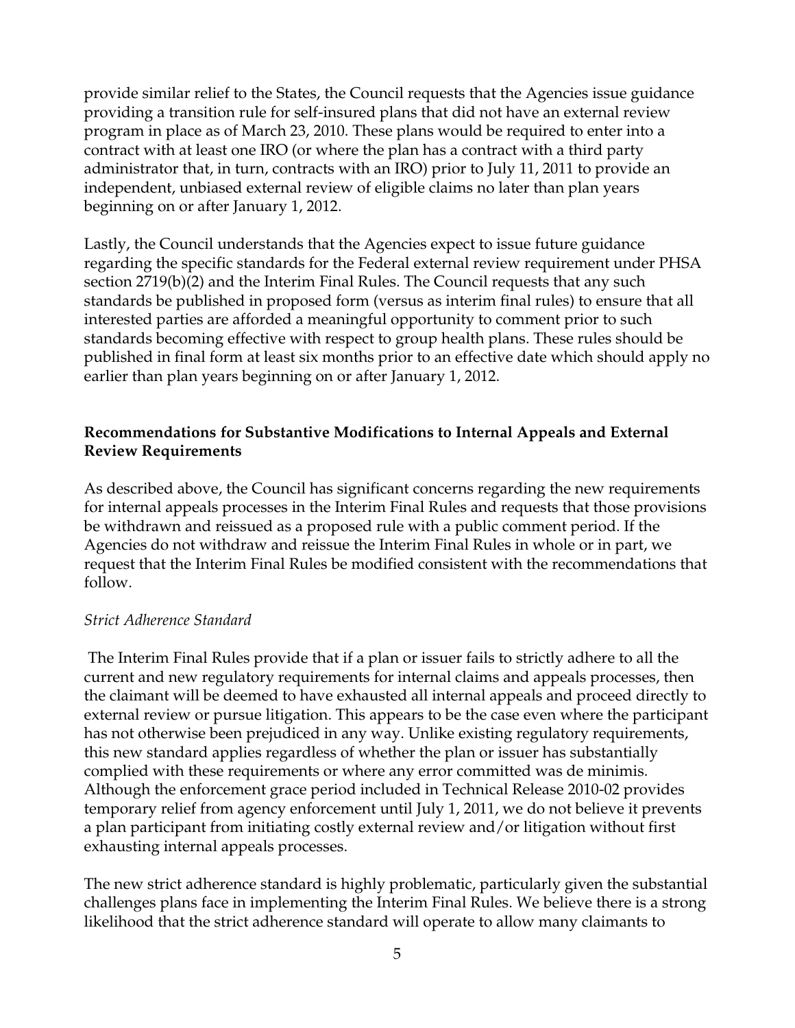provide similar relief to the States, the Council requests that the Agencies issue guidance providing a transition rule for self-insured plans that did not have an external review program in place as of March 23, 2010. These plans would be required to enter into a contract with at least one IRO (or where the plan has a contract with a third party administrator that, in turn, contracts with an IRO) prior to July 11, 2011 to provide an independent, unbiased external review of eligible claims no later than plan years beginning on or after January 1, 2012.

Lastly, the Council understands that the Agencies expect to issue future guidance regarding the specific standards for the Federal external review requirement under PHSA section 2719(b)(2) and the Interim Final Rules. The Council requests that any such standards be published in proposed form (versus as interim final rules) to ensure that all interested parties are afforded a meaningful opportunity to comment prior to such standards becoming effective with respect to group health plans. These rules should be published in final form at least six months prior to an effective date which should apply no earlier than plan years beginning on or after January 1, 2012.

## Recommendations for Substantive Modifications to Internal Appeals and External Review Requirements

As described above, the Council has significant concerns regarding the new requirements for internal appeals processes in the Interim Final Rules and requests that those provisions be withdrawn and reissued as a proposed rule with a public comment period. If the Agencies do not withdraw and reissue the Interim Final Rules in whole or in part, we request that the Interim Final Rules be modified consistent with the recommendations that follow.

### *Strict Adherence Standard*

The Interim Final Rules provide that if a plan or issuer fails to strictly adhere to all the current and new regulatory requirements for internal claims and appeals processes, then the claimant will be deemed to have exhausted all internal appeals and proceed directly to external review or pursue litigation. This appears to be the case even where the participant has not otherwise been prejudiced in any way. Unlike existing regulatory requirements, this new standard applies regardless of whether the plan or issuer has substantially complied with these requirements or where any error committed was de minimis. Although the enforcement grace period included in Technical Release 2010-02 provides temporary relief from agency enforcement until July 1, 2011, we do not believe it prevents a plan participant from initiating costly external review and/or litigation without first exhausting internal appeals processes.

The new strict adherence standard is highly problematic, particularly given the substantial challenges plans face in implementing the Interim Final Rules. We believe there is a strong likelihood that the strict adherence standard will operate to allow many claimants to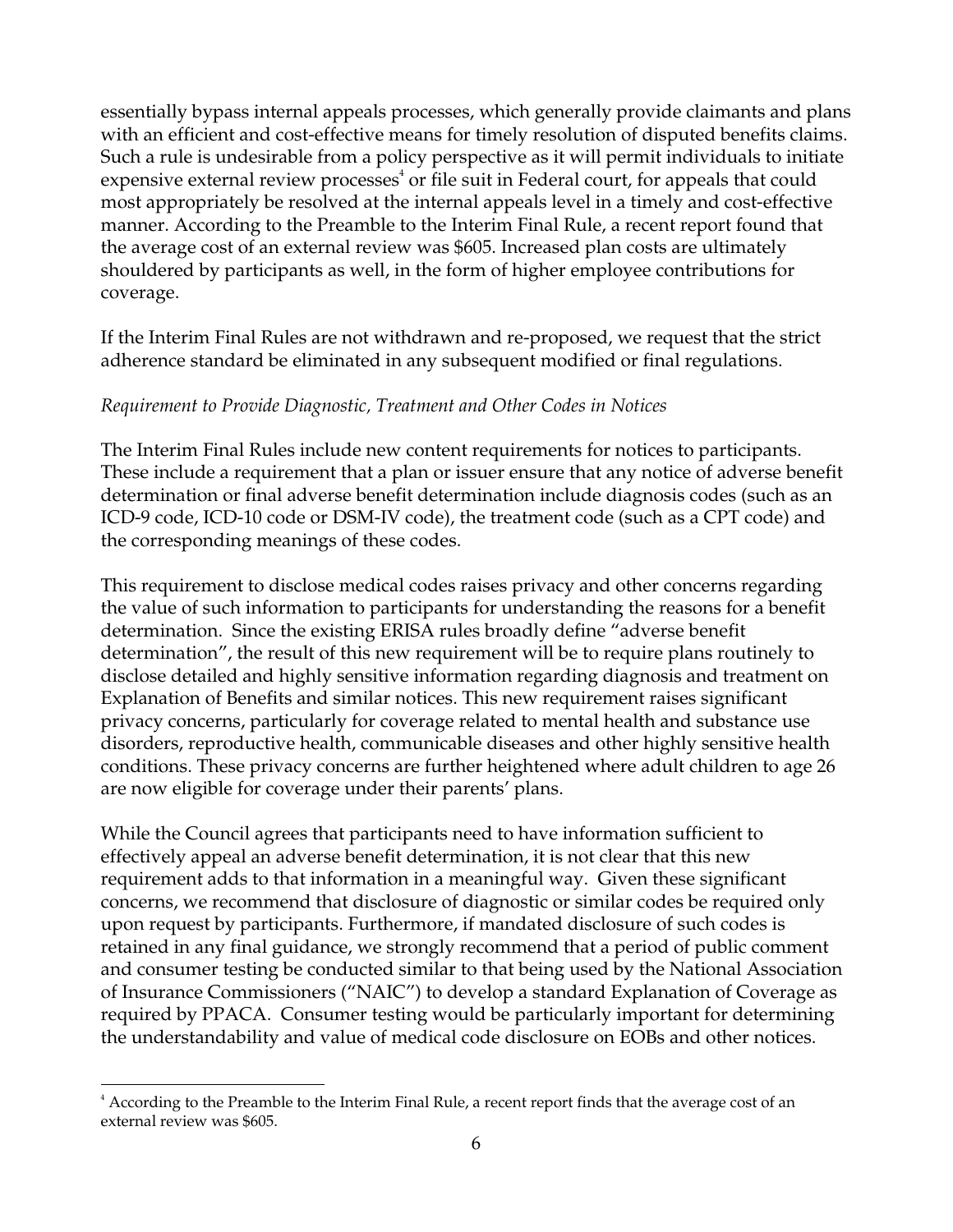essentially bypass internal appeals processes, which generally provide claimants and plans with an efficient and cost-effective means for timely resolution of disputed benefits claims. Such a rule is undesirable from a policy perspective as it will permit individuals to initiate expensive external review processes[4] or file suit in Federal court, for appeals that could most appropriately be resolved at the internal appeals level in a timely and cost-effective manner. According to the Preamble to the Interim Final Rule, a recent report found that the average cost of an external review was $605. Increased plan costs are ultimately shouldered by participants as well, in the form of higher employee contributions for coverage.

If the Interim Final Rules are not withdrawn and re-proposed, we request that the strict adherence standard be eliminated in any subsequent modified or final regulations.

*Requirement to Provide Diagnostic, Treatment and Other Codes in Notices*

The Interim Final Rules include new content requirements for notices to participants. These include a requirement that a plan or issuer ensure that any notice of adverse benefit determination or final adverse benefit determination include diagnosis codes (such as an ICD-9 code, ICD-10 code or DSM-IV code), the treatment code (such as a CPT code) and the corresponding meanings of these codes.

This requirement to disclose medical codes raises privacy and other concerns regarding the value of such information to participants for understanding the reasons for a benefit determination. Since the existing ERISA rules broadly define "adverse benefit determination", the result of this new requirement will be to require plans routinely to disclose detailed and highly sensitive information regarding diagnosis and treatment on Explanation of Benefits and similar notices. This new requirement raises significant privacy concerns, particularly for coverage related to mental health and substance use disorders, reproductive health, communicable diseases and other highly sensitive health conditions. These privacy concerns are further heightened where adult children to age 26 are now eligible for coverage under their parents' plans.

While the Council agrees that participants need to have information sufficient to effectively appeal an adverse benefit determination, it is not clear that this new requirement adds to that information in a meaningful way. Given these significant concerns, we recommend that disclosure of diagnostic or similar codes be required only upon request by participants. Furthermore, if mandated disclosure of such codes is retained in any final guidance, we strongly recommend that a period of public comment and consumer testing be conducted similar to that being used by the National Association of Insurance Commissioners ("NAIC") to develop a standard Explanation of Coverage as required by PPACA. Consumer testing would be particularly important for determining the understandability and value of medical code disclosure on EOBs and other notices.

---

[4] According to the Preamble to the Interim Final Rule, a recent report finds that the average cost of an external review was $605.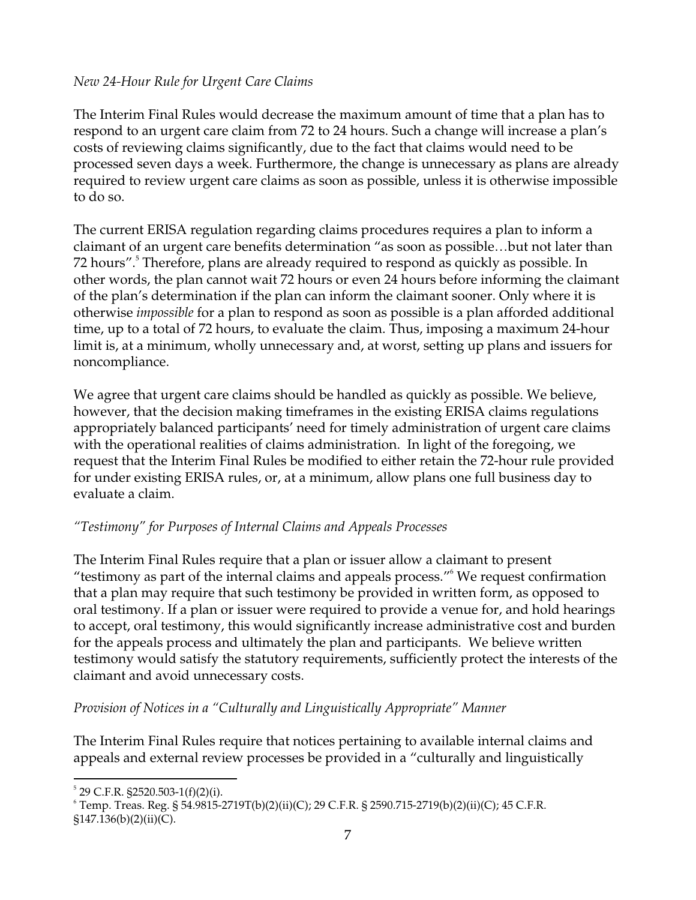*New 24-Hour Rule for Urgent Care Claims*

The Interim Final Rules would decrease the maximum amount of time that a plan has to respond to an urgent care claim from 72 to 24 hours. Such a change will increase a plan's costs of reviewing claims significantly, due to the fact that claims would need to be processed seven days a week. Furthermore, the change is unnecessary as plans are already required to review urgent care claims as soon as possible, unless it is otherwise impossible to do so.

The current ERISA regulation regarding claims procedures requires a plan to inform a claimant of an urgent care benefits determination "as soon as possible…but not later than 72 hours".[5] Therefore, plans are already required to respond as quickly as possible. In other words, the plan cannot wait 72 hours or even 24 hours before informing the claimant of the plan's determination if the plan can inform the claimant sooner. Only where it is otherwise *impossible* for a plan to respond as soon as possible is a plan afforded additional time, up to a total of 72 hours, to evaluate the claim. Thus, imposing a maximum 24-hour limit is, at a minimum, wholly unnecessary and, at worst, setting up plans and issuers for noncompliance.

We agree that urgent care claims should be handled as quickly as possible. We believe, however, that the decision making timeframes in the existing ERISA claims regulations appropriately balanced participants' need for timely administration of urgent care claims with the operational realities of claims administration. In light of the foregoing, we request that the Interim Final Rules be modified to either retain the 72-hour rule provided for under existing ERISA rules, or, at a minimum, allow plans one full business day to evaluate a claim.

*"Testimony" for Purposes of Internal Claims and Appeals Processes*

The Interim Final Rules require that a plan or issuer allow a claimant to present "testimony as part of the internal claims and appeals process."[6] We request confirmation that a plan may require that such testimony be provided in written form, as opposed to oral testimony. If a plan or issuer were required to provide a venue for, and hold hearings to accept, oral testimony, this would significantly increase administrative cost and burden for the appeals process and ultimately the plan and participants. We believe written testimony would satisfy the statutory requirements, sufficiently protect the interests of the claimant and avoid unnecessary costs.

*Provision of Notices in a "Culturally and Linguistically Appropriate" Manner*

The Interim Final Rules require that notices pertaining to available internal claims and appeals and external review processes be provided in a "culturally and linguistically

---

[5] 29 C.F.R. §2520.503-1(f)(2)(i).

[6] Temp. Treas. Reg. § 54.9815-2719T(b)(2)(ii)(C); 29 C.F.R. § 2590.715-2719(b)(2)(ii)(C); 45 C.F.R. §147.136(b)(2)(ii)(C).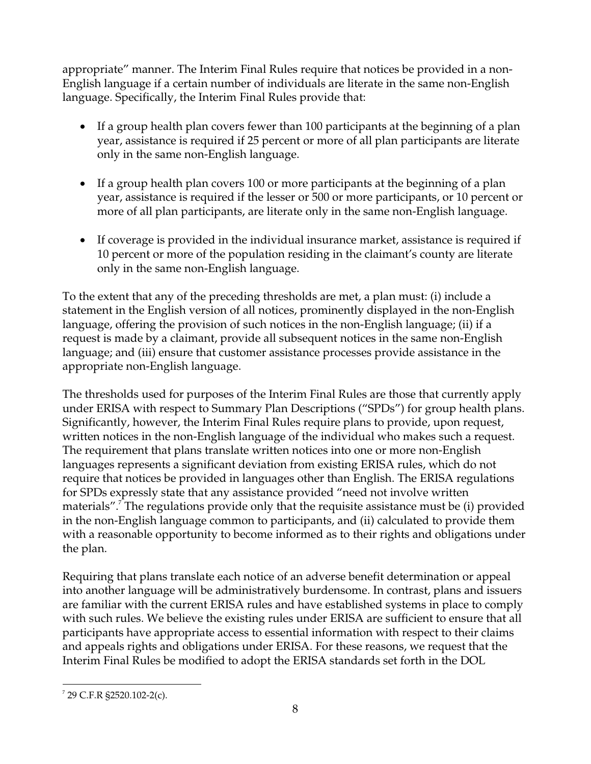appropriate" manner. The Interim Final Rules require that notices be provided in a non-English language if a certain number of individuals are literate in the same non-English language. Specifically, the Interim Final Rules provide that:

- If a group health plan covers fewer than 100 participants at the beginning of a plan year, assistance is required if 25 percent or more of all plan participants are literate only in the same non-English language.

- If a group health plan covers 100 or more participants at the beginning of a plan year, assistance is required if the lesser or 500 or more participants, or 10 percent or more of all plan participants, are literate only in the same non-English language.

- If coverage is provided in the individual insurance market, assistance is required if 10 percent or more of the population residing in the claimant's county are literate only in the same non-English language.

To the extent that any of the preceding thresholds are met, a plan must: (i) include a statement in the English version of all notices, prominently displayed in the non-English language, offering the provision of such notices in the non-English language; (ii) if a request is made by a claimant, provide all subsequent notices in the same non-English language; and (iii) ensure that customer assistance processes provide assistance in the appropriate non-English language.

The thresholds used for purposes of the Interim Final Rules are those that currently apply under ERISA with respect to Summary Plan Descriptions ("SPDs") for group health plans. Significantly, however, the Interim Final Rules require plans to provide, upon request, written notices in the non-English language of the individual who makes such a request. The requirement that plans translate written notices into one or more non-English languages represents a significant deviation from existing ERISA rules, which do not require that notices be provided in languages other than English. The ERISA regulations for SPDs expressly state that any assistance provided "need not involve written materials".[7] The regulations provide only that the requisite assistance must be (i) provided in the non-English language common to participants, and (ii) calculated to provide them with a reasonable opportunity to become informed as to their rights and obligations under the plan.

Requiring that plans translate each notice of an adverse benefit determination or appeal into another language will be administratively burdensome. In contrast, plans and issuers are familiar with the current ERISA rules and have established systems in place to comply with such rules. We believe the existing rules under ERISA are sufficient to ensure that all participants have appropriate access to essential information with respect to their claims and appeals rights and obligations under ERISA. For these reasons, we request that the Interim Final Rules be modified to adopt the ERISA standards set forth in the DOL

[7] 29 C.F.R §2520.102-2(c).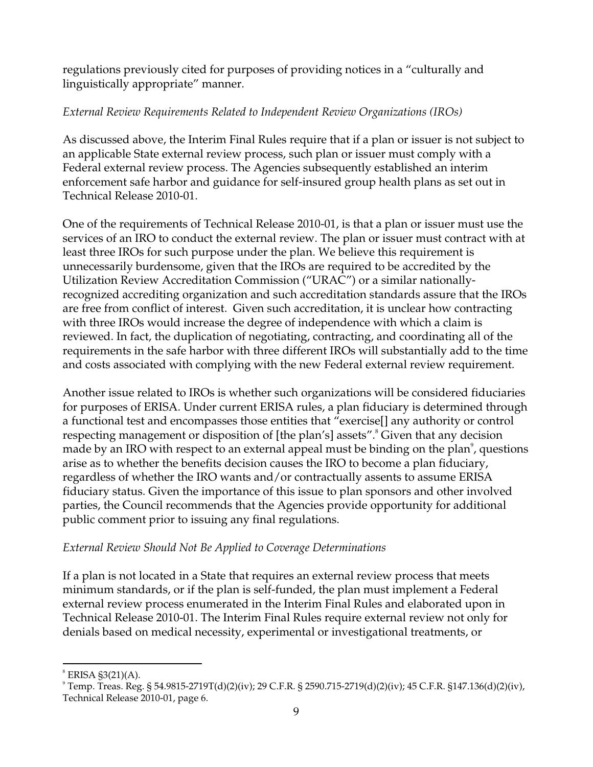regulations previously cited for purposes of providing notices in a "culturally and linguistically appropriate" manner.

*External Review Requirements Related to Independent Review Organizations (IROs)*

As discussed above, the Interim Final Rules require that if a plan or issuer is not subject to an applicable State external review process, such plan or issuer must comply with a Federal external review process. The Agencies subsequently established an interim enforcement safe harbor and guidance for self-insured group health plans as set out in Technical Release 2010-01.

One of the requirements of Technical Release 2010-01, is that a plan or issuer must use the services of an IRO to conduct the external review. The plan or issuer must contract with at least three IROs for such purpose under the plan. We believe this requirement is unnecessarily burdensome, given that the IROs are required to be accredited by the Utilization Review Accreditation Commission ("URAC") or a similar nationally-recognized accrediting organization and such accreditation standards assure that the IROs are free from conflict of interest. Given such accreditation, it is unclear how contracting with three IROs would increase the degree of independence with which a claim is reviewed. In fact, the duplication of negotiating, contracting, and coordinating all of the requirements in the safe harbor with three different IROs will substantially add to the time and costs associated with complying with the new Federal external review requirement.

Another issue related to IROs is whether such organizations will be considered fiduciaries for purposes of ERISA. Under current ERISA rules, a plan fiduciary is determined through a functional test and encompasses those entities that "exercise[] any authority or control respecting management or disposition of [the plan's] assets".[8] Given that any decision made by an IRO with respect to an external appeal must be binding on the plan[9], questions arise as to whether the benefits decision causes the IRO to become a plan fiduciary, regardless of whether the IRO wants and/or contractually assents to assume ERISA fiduciary status. Given the importance of this issue to plan sponsors and other involved parties, the Council recommends that the Agencies provide opportunity for additional public comment prior to issuing any final regulations.

*External Review Should Not Be Applied to Coverage Determinations*

If a plan is not located in a State that requires an external review process that meets minimum standards, or if the plan is self-funded, the plan must implement a Federal external review process enumerated in the Interim Final Rules and elaborated upon in Technical Release 2010-01. The Interim Final Rules require external review not only for denials based on medical necessity, experimental or investigational treatments, or

---

[8] ERISA §3(21)(A).

[9] Temp. Treas. Reg. § 54.9815-2719T(d)(2)(iv); 29 C.F.R. § 2590.715-2719(d)(2)(iv); 45 C.F.R. §147.136(d)(2)(iv), Technical Release 2010-01, page 6.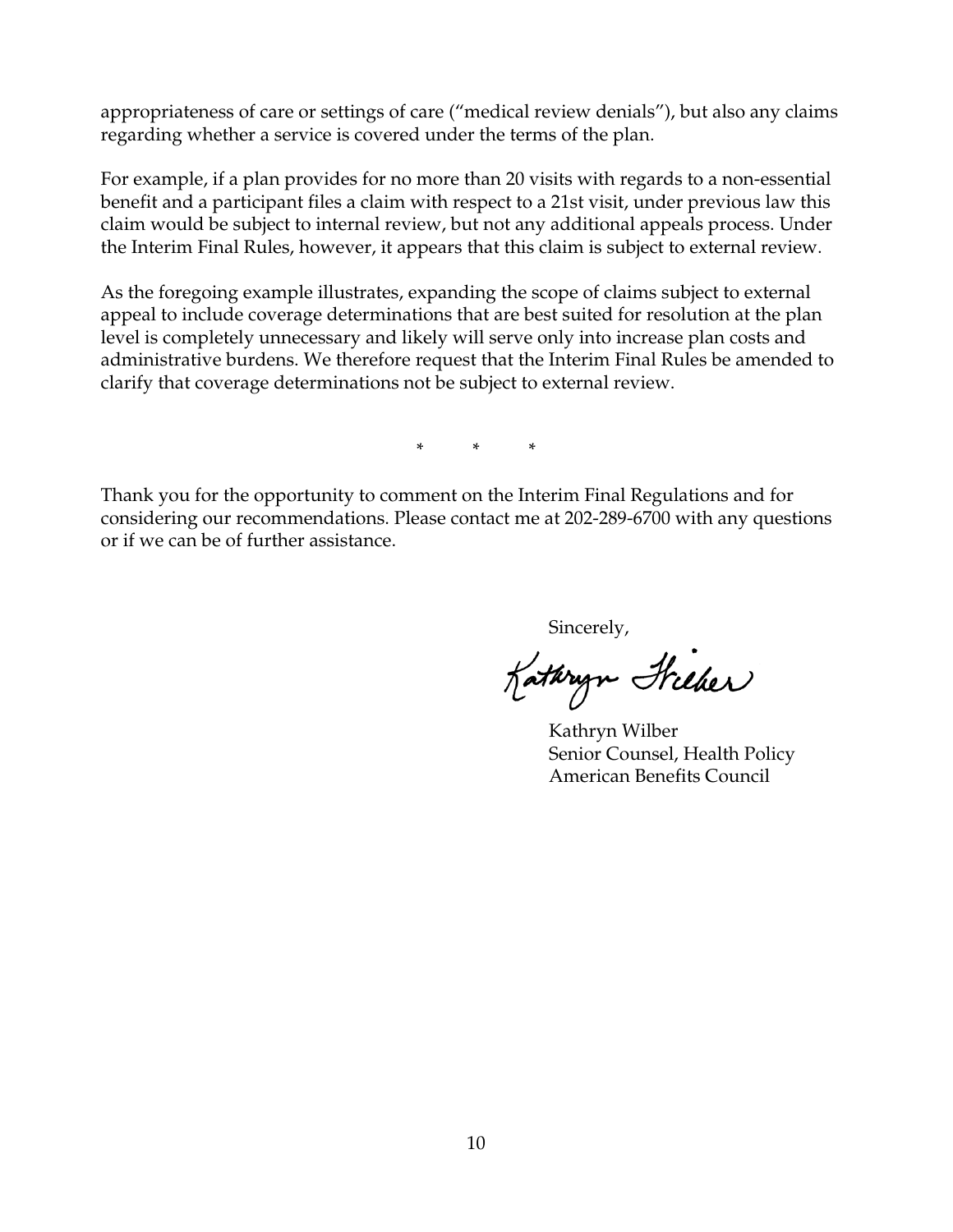appropriateness of care or settings of care ("medical review denials"), but also any claims regarding whether a service is covered under the terms of the plan.

For example, if a plan provides for no more than 20 visits with regards to a non-essential benefit and a participant files a claim with respect to a 21st visit, under previous law this claim would be subject to internal review, but not any additional appeals process. Under the Interim Final Rules, however, it appears that this claim is subject to external review.

As the foregoing example illustrates, expanding the scope of claims subject to external appeal to include coverage determinations that are best suited for resolution at the plan level is completely unnecessary and likely will serve only into increase plan costs and administrative burdens. We therefore request that the Interim Final Rules be amended to clarify that coverage determinations not be subject to external review.

\*   \*   \*

Thank you for the opportunity to comment on the Interim Final Regulations and for considering our recommendations. Please contact me at 202-289-6700 with any questions or if we can be of further assistance.

Sincerely,

Kathryn Wilber

Kathryn Wilber
Senior Counsel, Health Policy
American Benefits Council